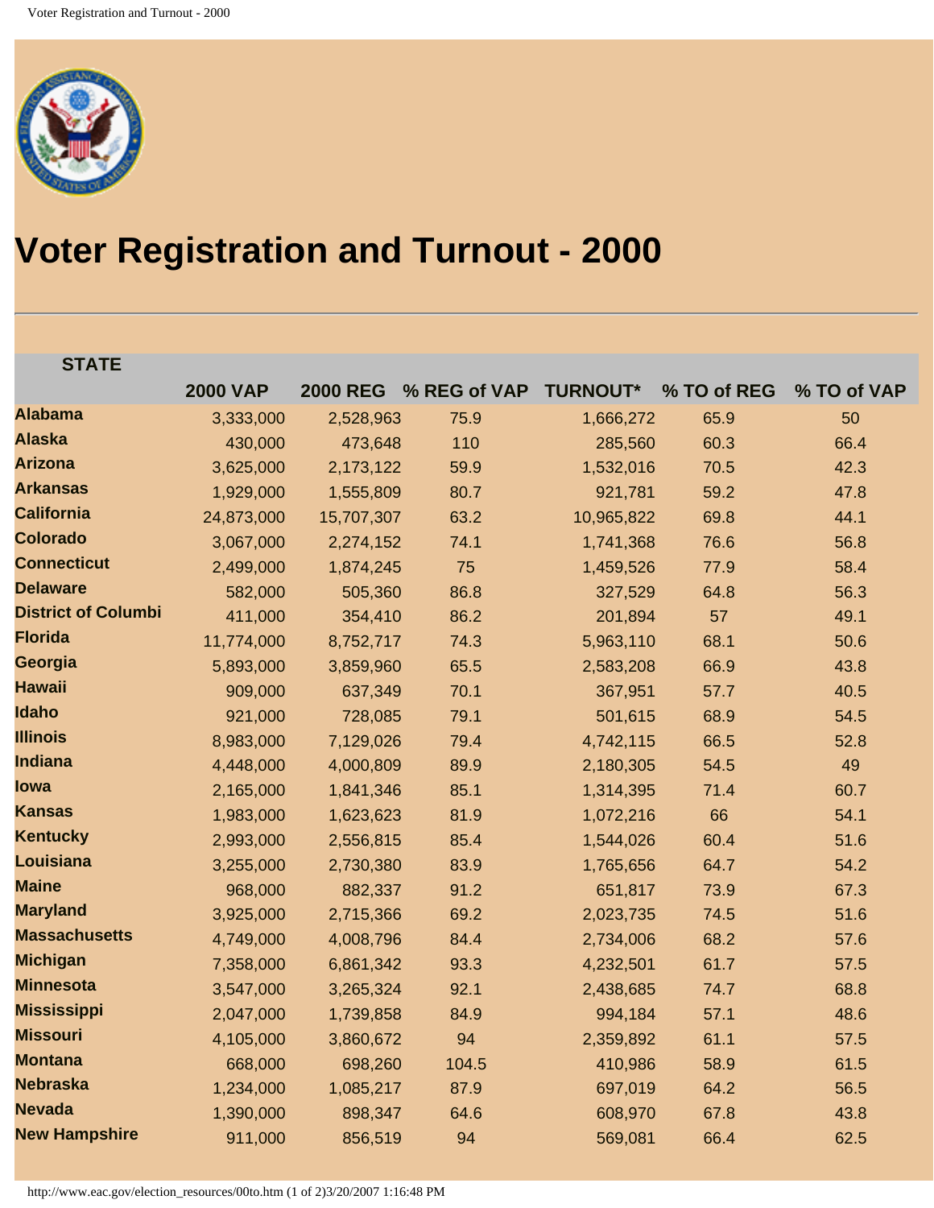# Voter Registration and Turnout - 2000

| STATE | 2000 VAP | 2000 REG | % REG of VAP | TURNOUT* | % TO of REG | % TO of VAP |
|---|---|---|---|---|---|---|
| Alabama | 3,333,000 | 2,528,963 | 75.9 | 1,666,272 | 65.9 | 50 |
| Alaska | 430,000 | 473,648 | 110 | 285,560 | 60.3 | 66.4 |
| Arizona | 3,625,000 | 2,173,122 | 59.9 | 1,532,016 | 70.5 | 42.3 |
| Arkansas | 1,929,000 | 1,555,809 | 80.7 | 921,781 | 59.2 | 47.8 |
| California | 24,873,000 | 15,707,307 | 63.2 | 10,965,822 | 69.8 | 44.1 |
| Colorado | 3,067,000 | 2,274,152 | 74.1 | 1,741,368 | 76.6 | 56.8 |
| Connecticut | 2,499,000 | 1,874,245 | 75 | 1,459,526 | 77.9 | 58.4 |
| Delaware | 582,000 | 505,360 | 86.8 | 327,529 | 64.8 | 56.3 |
| District of Columbi | 411,000 | 354,410 | 86.2 | 201,894 | 57 | 49.1 |
| Florida | 11,774,000 | 8,752,717 | 74.3 | 5,963,110 | 68.1 | 50.6 |
| Georgia | 5,893,000 | 3,859,960 | 65.5 | 2,583,208 | 66.9 | 43.8 |
| Hawaii | 909,000 | 637,349 | 70.1 | 367,951 | 57.7 | 40.5 |
| Idaho | 921,000 | 728,085 | 79.1 | 501,615 | 68.9 | 54.5 |
| Illinois | 8,983,000 | 7,129,026 | 79.4 | 4,742,115 | 66.5 | 52.8 |
| Indiana | 4,448,000 | 4,000,809 | 89.9 | 2,180,305 | 54.5 | 49 |
| Iowa | 2,165,000 | 1,841,346 | 85.1 | 1,314,395 | 71.4 | 60.7 |
| Kansas | 1,983,000 | 1,623,623 | 81.9 | 1,072,216 | 66 | 54.1 |
| Kentucky | 2,993,000 | 2,556,815 | 85.4 | 1,544,026 | 60.4 | 51.6 |
| Louisiana | 3,255,000 | 2,730,380 | 83.9 | 1,765,656 | 64.7 | 54.2 |
| Maine | 968,000 | 882,337 | 91.2 | 651,817 | 73.9 | 67.3 |
| Maryland | 3,925,000 | 2,715,366 | 69.2 | 2,023,735 | 74.5 | 51.6 |
| Massachusetts | 4,749,000 | 4,008,796 | 84.4 | 2,734,006 | 68.2 | 57.6 |
| Michigan | 7,358,000 | 6,861,342 | 93.3 | 4,232,501 | 61.7 | 57.5 |
| Minnesota | 3,547,000 | 3,265,324 | 92.1 | 2,438,685 | 74.7 | 68.8 |
| Mississippi | 2,047,000 | 1,739,858 | 84.9 | 994,184 | 57.1 | 48.6 |
| Missouri | 4,105,000 | 3,860,672 | 94 | 2,359,892 | 61.1 | 57.5 |
| Montana | 668,000 | 698,260 | 104.5 | 410,986 | 58.9 | 61.5 |
| Nebraska | 1,234,000 | 1,085,217 | 87.9 | 697,019 | 64.2 | 56.5 |
| Nevada | 1,390,000 | 898,347 | 64.6 | 608,970 | 67.8 | 43.8 |
| New Hampshire | 911,000 | 856,519 | 94 | 569,081 | 66.4 | 62.5 |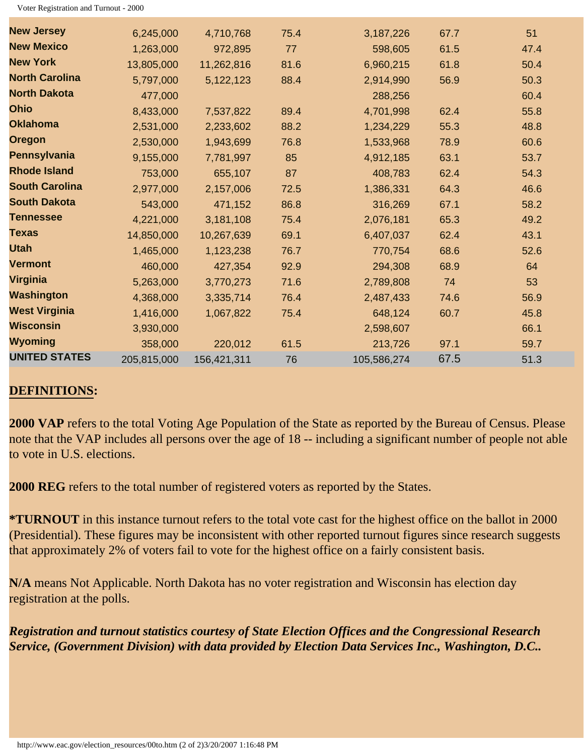| | | | | | | |
|---|---|---|---|---|---|---|
| **New Jersey** | 6,245,000 | 4,710,768 | 75.4 | 3,187,226 | 67.7 | 51 |
| **New Mexico** | 1,263,000 | 972,895 | 77 | 598,605 | 61.5 | 47.4 |
| **New York** | 13,805,000 | 11,262,816 | 81.6 | 6,960,215 | 61.8 | 50.4 |
| **North Carolina** | 5,797,000 | 5,122,123 | 88.4 | 2,914,990 | 56.9 | 50.3 |
| **North Dakota** | 477,000 | | | 288,256 | | 60.4 |
| **Ohio** | 8,433,000 | 7,537,822 | 89.4 | 4,701,998 | 62.4 | 55.8 |
| **Oklahoma** | 2,531,000 | 2,233,602 | 88.2 | 1,234,229 | 55.3 | 48.8 |
| **Oregon** | 2,530,000 | 1,943,699 | 76.8 | 1,533,968 | 78.9 | 60.6 |
| **Pennsylvania** | 9,155,000 | 7,781,997 | 85 | 4,912,185 | 63.1 | 53.7 |
| **Rhode Island** | 753,000 | 655,107 | 87 | 408,783 | 62.4 | 54.3 |
| **South Carolina** | 2,977,000 | 2,157,006 | 72.5 | 1,386,331 | 64.3 | 46.6 |
| **South Dakota** | 543,000 | 471,152 | 86.8 | 316,269 | 67.1 | 58.2 |
| **Tennessee** | 4,221,000 | 3,181,108 | 75.4 | 2,076,181 | 65.3 | 49.2 |
| **Texas** | 14,850,000 | 10,267,639 | 69.1 | 6,407,037 | 62.4 | 43.1 |
| **Utah** | 1,465,000 | 1,123,238 | 76.7 | 770,754 | 68.6 | 52.6 |
| **Vermont** | 460,000 | 427,354 | 92.9 | 294,308 | 68.9 | 64 |
| **Virginia** | 5,263,000 | 3,770,273 | 71.6 | 2,789,808 | 74 | 53 |
| **Washington** | 4,368,000 | 3,335,714 | 76.4 | 2,487,433 | 74.6 | 56.9 |
| **West Virginia** | 1,416,000 | 1,067,822 | 75.4 | 648,124 | 60.7 | 45.8 |
| **Wisconsin** | 3,930,000 | | | 2,598,607 | | 66.1 |
| **Wyoming** | 358,000 | 220,012 | 61.5 | 213,726 | 97.1 | 59.7 |
| **UNITED STATES** | 205,815,000 | 156,421,311 | 76 | 105,586,274 | 67.5 | 51.3 |

## DEFINITIONS:

**2000 VAP** refers to the total Voting Age Population of the State as reported by the Bureau of Census. Please note that the VAP includes all persons over the age of 18 -- including a significant number of people not able to vote in U.S. elections.

**2000 REG** refers to the total number of registered voters as reported by the States.

***TURNOUT** in this instance turnout refers to the total vote cast for the highest office on the ballot in 2000 (Presidential). These figures may be inconsistent with other reported turnout figures since research suggests that approximately 2% of voters fail to vote for the highest office on a fairly consistent basis.

**N/A** means Not Applicable. North Dakota has no voter registration and Wisconsin has election day registration at the polls.

***Registration and turnout statistics courtesy of State Election Offices and the Congressional Research Service, (Government Division) with data provided by Election Data Services Inc., Washington, D.C..***